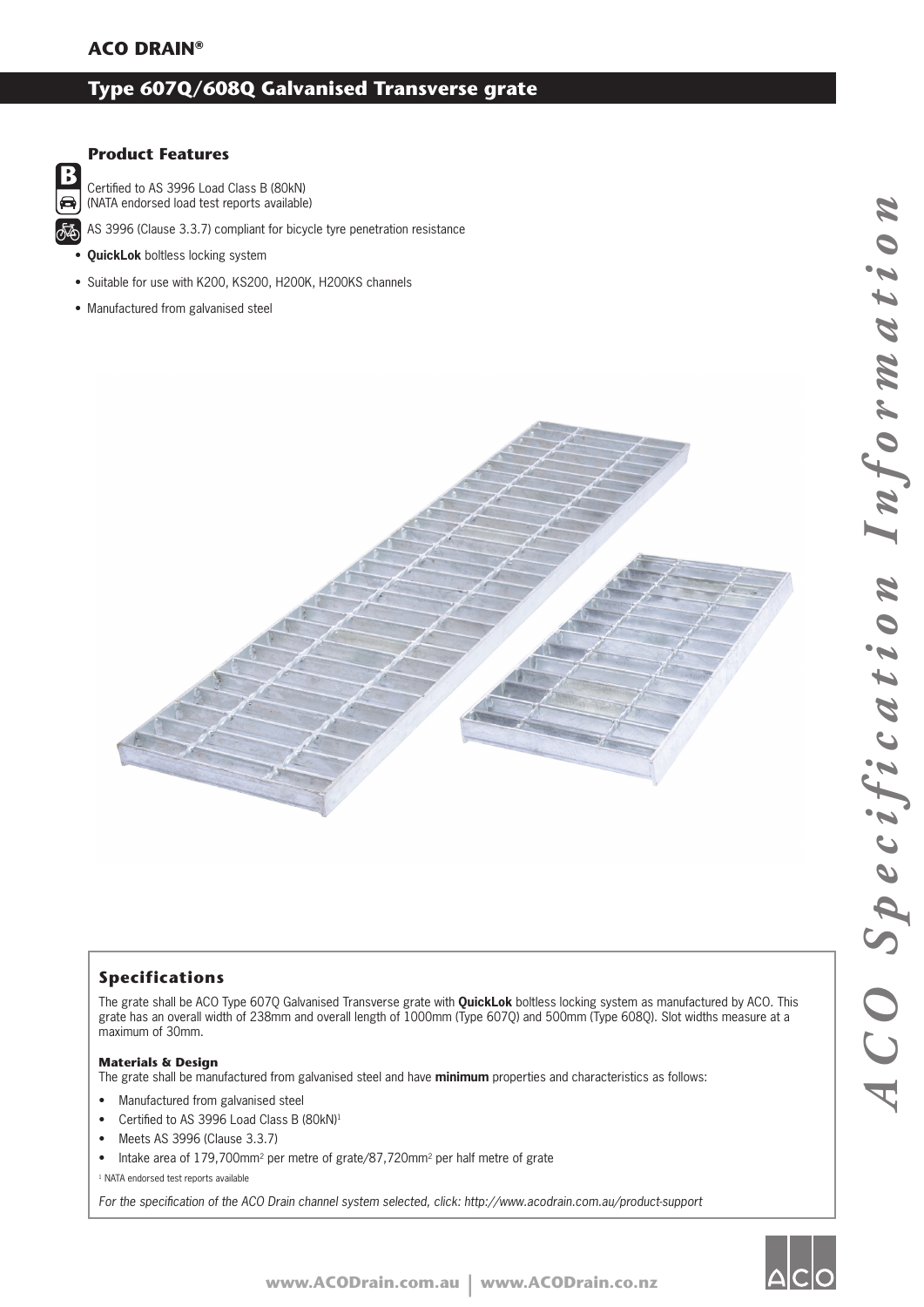**ACO DRAIN®**

# Type 607Q/608Q Galvanised Transverse grate

## Product Features

Certified to AS 3996 Load Class B (80kN)
(NATA endorsed load test reports available)

AS 3996 (Clause 3.3.7) compliant for bicycle tyre penetration resistance

- **QuickLok** boltless locking system
- Suitable for use with K200, KS200, H200K, H200KS channels
- Manufactured from galvanised steel

## Specifications

The grate shall be ACO Type 607Q Galvanised Transverse grate with **QuickLok** boltless locking system as manufactured by ACO. This grate has an overall width of 238mm and overall length of 1000mm (Type 607Q) and 500mm (Type 608Q). Slot widths measure at a maximum of 30mm.

### Materials & Design

The grate shall be manufactured from galvanised steel and have **minimum** properties and characteristics as follows:

- Manufactured from galvanised steel
- Certified to AS 3996 Load Class B (80kN)[1]
- Meets AS 3996 (Clause 3.3.7)
- Intake area of 179,700mm$^2$ per metre of grate/87,720mm$^2$ per half metre of grate

[1] NATA endorsed test reports available

*For the specification of the ACO Drain channel system selected, click: http://www.acodrain.com.au/product-support*

*ACO Specification Information*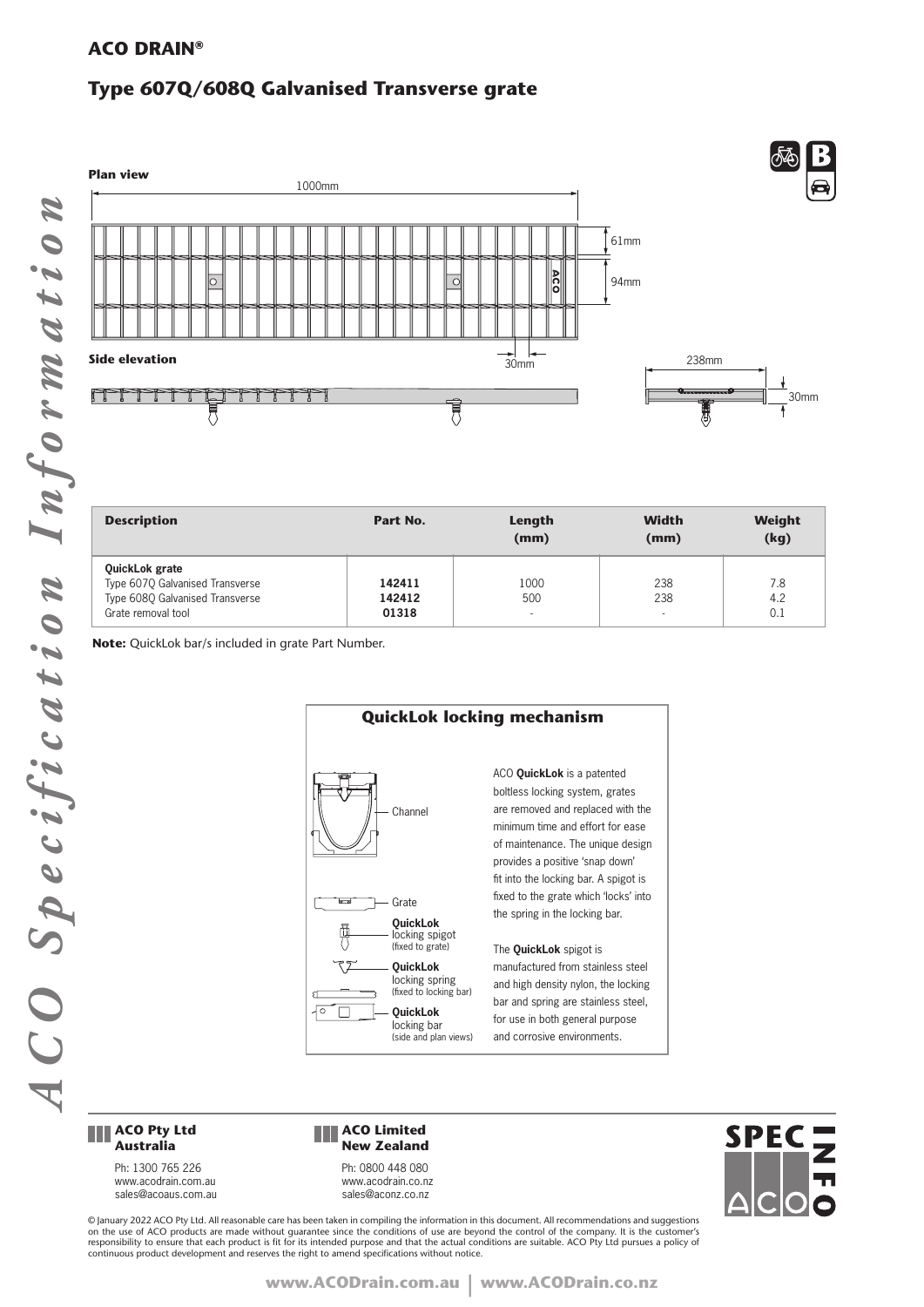**ACO DRAIN®**

## Type 607Q/608Q Galvanised Transverse grate

**Plan view**

1000mm

61mm

94mm

30mm

**Side elevation**

238mm

30mm

| Description | Part No. | Length (mm) | Width (mm) | Weight (kg) |
|---|---|---|---|---|
| **QuickLok grate** | | | | |
| Type 607Q Galvanised Transverse | **142411** | 1000 | 238 | 7.8 |
| Type 608Q Galvanised Transverse | **142412** | 500 | 238 | 4.2 |
| Grate removal tool | **01318** | - | - | 0.1 |

**Note:** QuickLok bar/s included in grate Part Number.

### QuickLok locking mechanism

Channel

Grate

**QuickLok** locking spigot (fixed to grate)

**QuickLok** locking spring (fixed to locking bar)

**QuickLok** locking bar (side and plan views)

ACO **QuickLok** is a patented boltless locking system, grates are removed and replaced with the minimum time and effort for ease of maintenance. The unique design provides a positive 'snap down' fit into the locking bar. A spigot is fixed to the grate which 'locks' into the spring in the locking bar.

The **QuickLok** spigot is manufactured from stainless steel and high density nylon, the locking bar and spring are stainless steel, for use in both general purpose and corrosive environments.

**ACO Pty Ltd Australia**

Ph: 1300 765 226
www.acodrain.com.au
sales@acoaus.com.au

**ACO Limited New Zealand**

Ph: 0800 448 080
www.acodrain.co.nz
sales@aconz.co.nz

© January 2022 ACO Pty Ltd. All reasonable care has been taken in compiling the information in this document. All recommendations and suggestions on the use of ACO products are made without guarantee since the conditions of use are beyond the control of the company. It is the customer's responsibility to ensure that each product is fit for its intended purpose and that the actual conditions are suitable. ACO Pty Ltd pursues a policy of continuous product development and reserves the right to amend specifications without notice.

**www.ACODrain.com.au | www.ACODrain.co.nz**